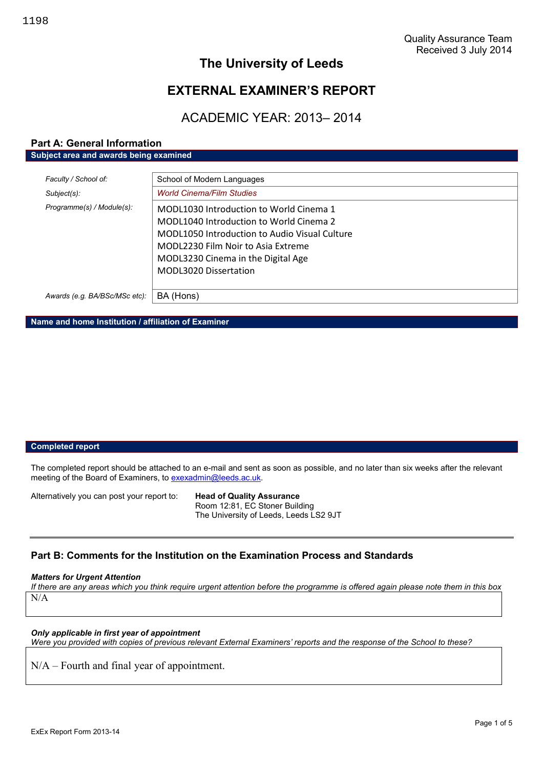1198

Quality Assurance Team
Received 3 July 2014

# The University of Leeds

# EXTERNAL EXAMINER'S REPORT

## ACADEMIC YEAR: 2013– 2014

## Part A: General Information

**Subject area and awards being examined**

| | |
|---|---|
| *Faculty / School of:* | School of Modern Languages |
| *Subject(s):* | *World Cinema/Film Studies* |
| *Programme(s) / Module(s):* | MODL1030 Introduction to World Cinema 1<br>MODL1040 Introduction to World Cinema 2<br>MODL1050 Introduction to Audio Visual Culture<br>MODL2230 Film Noir to Asia Extreme<br>MODL3230 Cinema in the Digital Age<br>MODL3020 Dissertation |
| *Awards (e.g. BA/BSc/MSc etc):* | BA (Hons) |

**Name and home Institution / affiliation of Examiner**

**Completed report**

The completed report should be attached to an e-mail and sent as soon as possible, and no later than six weeks after the relevant meeting of the Board of Examiners, to exexadmin@leeds.ac.uk.

Alternatively you can post your report to: **Head of Quality Assurance**
Room 12:81, EC Stoner Building
The University of Leeds, Leeds LS2 9JT

## Part B: Comments for the Institution on the Examination Process and Standards

***Matters for Urgent Attention***

*If there are any areas which you think require urgent attention before the programme is offered again please note them in this box*

N/A

***Only applicable in first year of appointment***

*Were you provided with copies of previous relevant External Examiners' reports and the response of the School to these?*

N/A – Fourth and final year of appointment.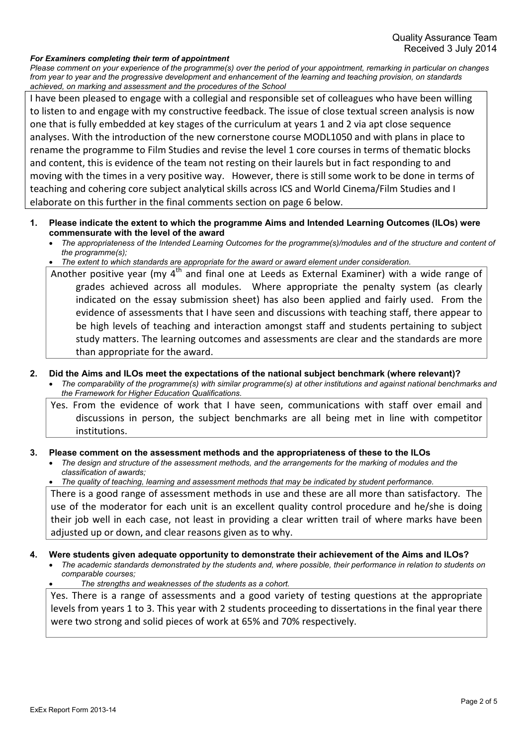Quality Assurance Team
Received 3 July 2014

***For Examiners completing their term of appointment***

*Please comment on your experience of the programme(s) over the period of your appointment, remarking in particular on changes from year to year and the progressive development and enhancement of the learning and teaching provision, on standards achieved, on marking and assessment and the procedures of the School*

I have been pleased to engage with a collegial and responsible set of colleagues who have been willing to listen to and engage with my constructive feedback. The issue of close textual screen analysis is now one that is fully embedded at key stages of the curriculum at years 1 and 2 via apt close sequence analyses. With the introduction of the new cornerstone course MODL1050 and with plans in place to rename the programme to Film Studies and revise the level 1 core courses in terms of thematic blocks and content, this is evidence of the team not resting on their laurels but in fact responding to and moving with the times in a very positive way. However, there is still some work to be done in terms of teaching and cohering core subject analytical skills across ICS and World Cinema/Film Studies and I elaborate on this further in the final comments section on page 6 below.

**1. Please indicate the extent to which the programme Aims and Intended Learning Outcomes (ILOs) were commensurate with the level of the award**

- *The appropriateness of the Intended Learning Outcomes for the programme(s)/modules and of the structure and content of the programme(s);*
- *The extent to which standards are appropriate for the award or award element under consideration.*

Another positive year (my 4th and final one at Leeds as External Examiner) with a wide range of grades achieved across all modules. Where appropriate the penalty system (as clearly indicated on the essay submission sheet) has also been applied and fairly used. From the evidence of assessments that I have seen and discussions with teaching staff, there appear to be high levels of teaching and interaction amongst staff and students pertaining to subject study matters. The learning outcomes and assessments are clear and the standards are more than appropriate for the award.

**2. Did the Aims and ILOs meet the expectations of the national subject benchmark (where relevant)?**

- *The comparability of the programme(s) with similar programme(s) at other institutions and against national benchmarks and the Framework for Higher Education Qualifications.*

Yes. From the evidence of work that I have seen, communications with staff over email and discussions in person, the subject benchmarks are all being met in line with competitor institutions.

**3. Please comment on the assessment methods and the appropriateness of these to the ILOs**

- *The design and structure of the assessment methods, and the arrangements for the marking of modules and the classification of awards;*
- *The quality of teaching, learning and assessment methods that may be indicated by student performance.*

There is a good range of assessment methods in use and these are all more than satisfactory. The use of the moderator for each unit is an excellent quality control procedure and he/she is doing their job well in each case, not least in providing a clear written trail of where marks have been adjusted up or down, and clear reasons given as to why.

**4. Were students given adequate opportunity to demonstrate their achievement of the Aims and ILOs?**

- *The academic standards demonstrated by the students and, where possible, their performance in relation to students on comparable courses;*
- *The strengths and weaknesses of the students as a cohort.*

Yes. There is a range of assessments and a good variety of testing questions at the appropriate levels from years 1 to 3. This year with 2 students proceeding to dissertations in the final year there were two strong and solid pieces of work at 65% and 70% respectively.

ExEx Report Form 2013-14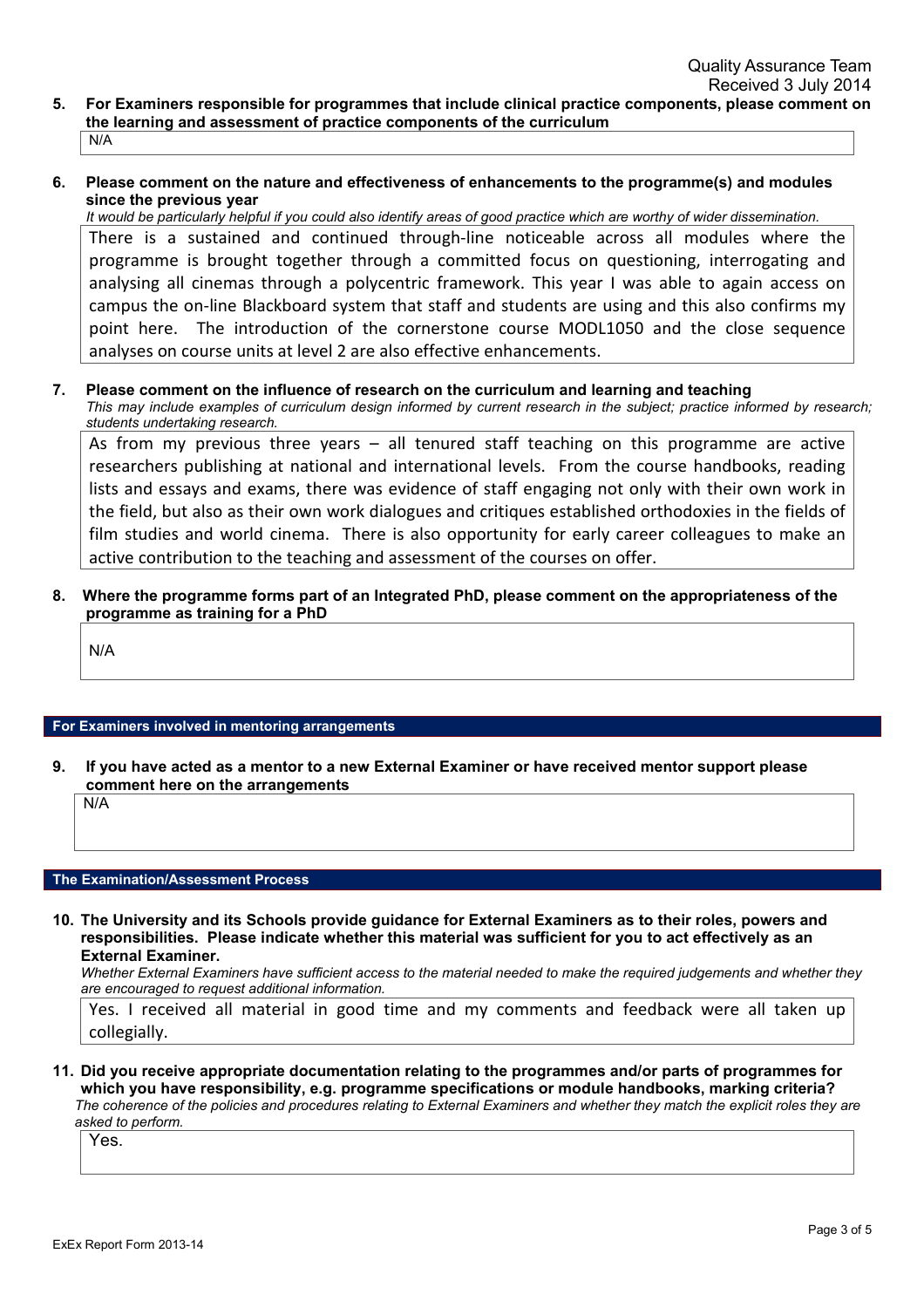Quality Assurance Team
Received 3 July 2014

**5. For Examiners responsible for programmes that include clinical practice components, please comment on the learning and assessment of practice components of the curriculum**

N/A

**6. Please comment on the nature and effectiveness of enhancements to the programme(s) and modules since the previous year**

*It would be particularly helpful if you could also identify areas of good practice which are worthy of wider dissemination.*

There is a sustained and continued through-line noticeable across all modules where the programme is brought together through a committed focus on questioning, interrogating and analysing all cinemas through a polycentric framework. This year I was able to again access on campus the on-line Blackboard system that staff and students are using and this also confirms my point here. The introduction of the cornerstone course MODL1050 and the close sequence analyses on course units at level 2 are also effective enhancements.

**7. Please comment on the influence of research on the curriculum and learning and teaching**

*This may include examples of curriculum design informed by current research in the subject; practice informed by research; students undertaking research.*

As from my previous three years – all tenured staff teaching on this programme are active researchers publishing at national and international levels. From the course handbooks, reading lists and essays and exams, there was evidence of staff engaging not only with their own work in the field, but also as their own work dialogues and critiques established orthodoxies in the fields of film studies and world cinema. There is also opportunity for early career colleagues to make an active contribution to the teaching and assessment of the courses on offer.

**8. Where the programme forms part of an Integrated PhD, please comment on the appropriateness of the programme as training for a PhD**

N/A

## For Examiners involved in mentoring arrangements

**9. If you have acted as a mentor to a new External Examiner or have received mentor support please comment here on the arrangements**

N/A

## The Examination/Assessment Process

**10. The University and its Schools provide guidance for External Examiners as to their roles, powers and responsibilities. Please indicate whether this material was sufficient for you to act effectively as an External Examiner.**

*Whether External Examiners have sufficient access to the material needed to make the required judgements and whether they are encouraged to request additional information.*

Yes. I received all material in good time and my comments and feedback were all taken up collegially.

**11. Did you receive appropriate documentation relating to the programmes and/or parts of programmes for which you have responsibility, e.g. programme specifications or module handbooks, marking criteria?**

*The coherence of the policies and procedures relating to External Examiners and whether they match the explicit roles they are asked to perform.*

Yes.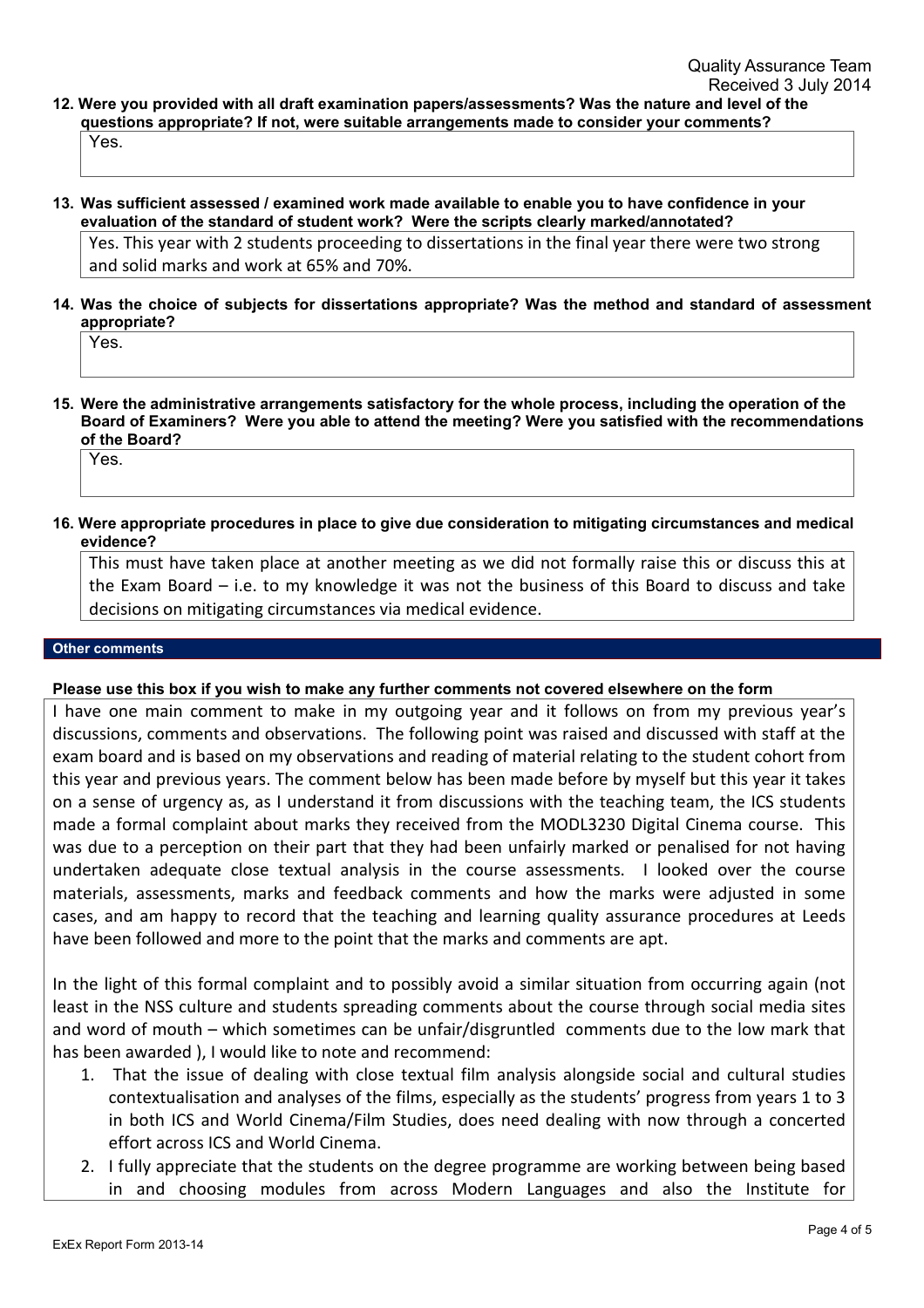Quality Assurance Team
Received 3 July 2014

**12. Were you provided with all draft examination papers/assessments? Was the nature and level of the questions appropriate? If not, were suitable arrangements made to consider your comments?**

Yes.

**13. Was sufficient assessed / examined work made available to enable you to have confidence in your evaluation of the standard of student work? Were the scripts clearly marked/annotated?**

Yes. This year with 2 students proceeding to dissertations in the final year there were two strong and solid marks and work at 65% and 70%.

**14. Was the choice of subjects for dissertations appropriate? Was the method and standard of assessment appropriate?**

Yes.

**15. Were the administrative arrangements satisfactory for the whole process, including the operation of the Board of Examiners? Were you able to attend the meeting? Were you satisfied with the recommendations of the Board?**

Yes.

**16. Were appropriate procedures in place to give due consideration to mitigating circumstances and medical evidence?**

This must have taken place at another meeting as we did not formally raise this or discuss this at the Exam Board – i.e. to my knowledge it was not the business of this Board to discuss and take decisions on mitigating circumstances via medical evidence.

## Other comments

**Please use this box if you wish to make any further comments not covered elsewhere on the form**

I have one main comment to make in my outgoing year and it follows on from my previous year's discussions, comments and observations. The following point was raised and discussed with staff at the exam board and is based on my observations and reading of material relating to the student cohort from this year and previous years. The comment below has been made before by myself but this year it takes on a sense of urgency as, as I understand it from discussions with the teaching team, the ICS students made a formal complaint about marks they received from the MODL3230 Digital Cinema course. This was due to a perception on their part that they had been unfairly marked or penalised for not having undertaken adequate close textual analysis in the course assessments. I looked over the course materials, assessments, marks and feedback comments and how the marks were adjusted in some cases, and am happy to record that the teaching and learning quality assurance procedures at Leeds have been followed and more to the point that the marks and comments are apt.

In the light of this formal complaint and to possibly avoid a similar situation from occurring again (not least in the NSS culture and students spreading comments about the course through social media sites and word of mouth – which sometimes can be unfair/disgruntled comments due to the low mark that has been awarded ), I would like to note and recommend:

1. That the issue of dealing with close textual film analysis alongside social and cultural studies contextualisation and analyses of the films, especially as the students' progress from years 1 to 3 in both ICS and World Cinema/Film Studies, does need dealing with now through a concerted effort across ICS and World Cinema.
2. I fully appreciate that the students on the degree programme are working between being based in and choosing modules from across Modern Languages and also the Institute for

ExEx Report Form 2013-14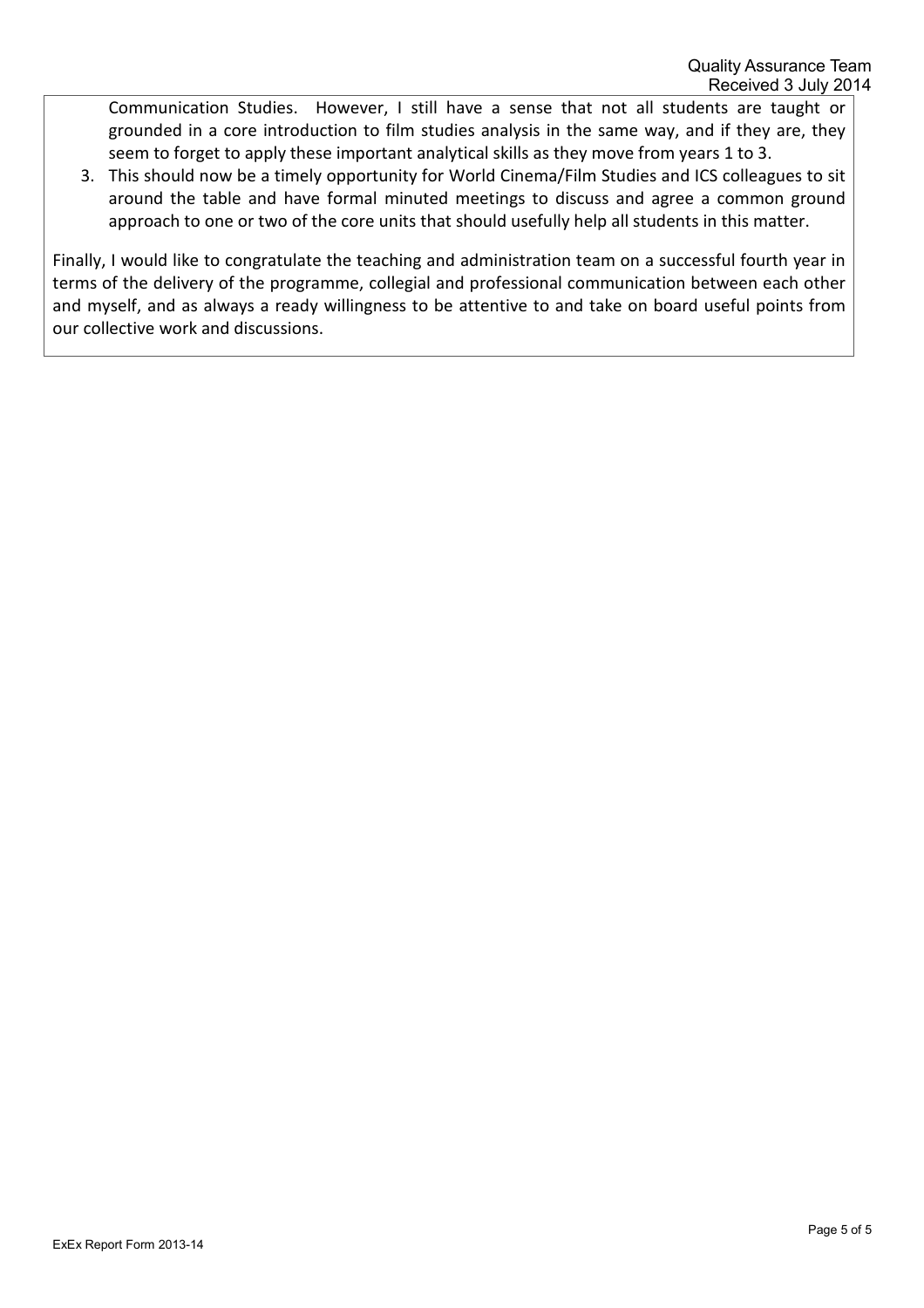Communication Studies. However, I still have a sense that not all students are taught or grounded in a core introduction to film studies analysis in the same way, and if they are, they seem to forget to apply these important analytical skills as they move from years 1 to 3.

3. This should now be a timely opportunity for World Cinema/Film Studies and ICS colleagues to sit around the table and have formal minuted meetings to discuss and agree a common ground approach to one or two of the core units that should usefully help all students in this matter.

Finally, I would like to congratulate the teaching and administration team on a successful fourth year in terms of the delivery of the programme, collegial and professional communication between each other and myself, and as always a ready willingness to be attentive to and take on board useful points from our collective work and discussions.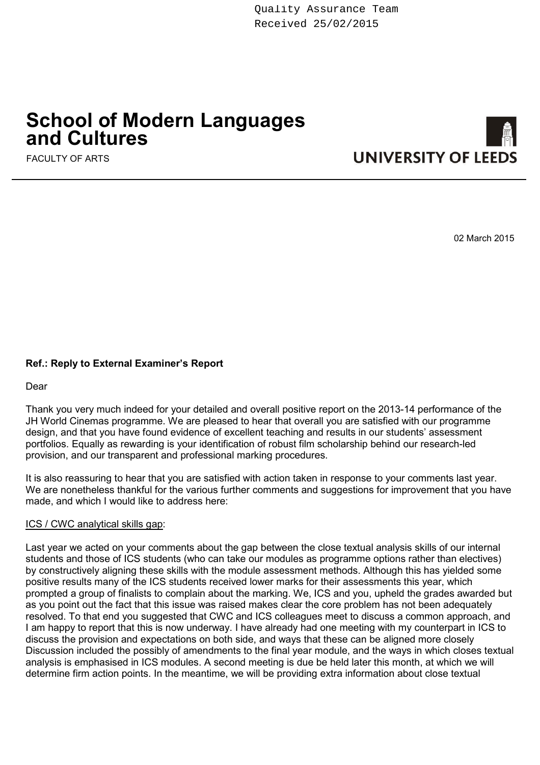Quality Assurance Team
Received 25/02/2015

# School of Modern Languages and Cultures

FACULTY OF ARTS

UNIVERSITY OF LEEDS

02 March 2015

**Ref.: Reply to External Examiner's Report**

Dear

Thank you very much indeed for your detailed and overall positive report on the 2013-14 performance of the JH World Cinemas programme. We are pleased to hear that overall you are satisfied with our programme design, and that you have found evidence of excellent teaching and results in our students' assessment portfolios. Equally as rewarding is your identification of robust film scholarship behind our research-led provision, and our transparent and professional marking procedures.

It is also reassuring to hear that you are satisfied with action taken in response to your comments last year. We are nonetheless thankful for the various further comments and suggestions for improvement that you have made, and which I would like to address here:

ICS / CWC analytical skills gap:

Last year we acted on your comments about the gap between the close textual analysis skills of our internal students and those of ICS students (who can take our modules as programme options rather than electives) by constructively aligning these skills with the module assessment methods. Although this has yielded some positive results many of the ICS students received lower marks for their assessments this year, which prompted a group of finalists to complain about the marking. We, ICS and you, upheld the grades awarded but as you point out the fact that this issue was raised makes clear the core problem has not been adequately resolved. To that end you suggested that CWC and ICS colleagues meet to discuss a common approach, and I am happy to report that this is now underway. I have already had one meeting with my counterpart in ICS to discuss the provision and expectations on both side, and ways that these can be aligned more closely Discussion included the possibly of amendments to the final year module, and the ways in which closes textual analysis is emphasised in ICS modules. A second meeting is due be held later this month, at which we will determine firm action points. In the meantime, we will be providing extra information about close textual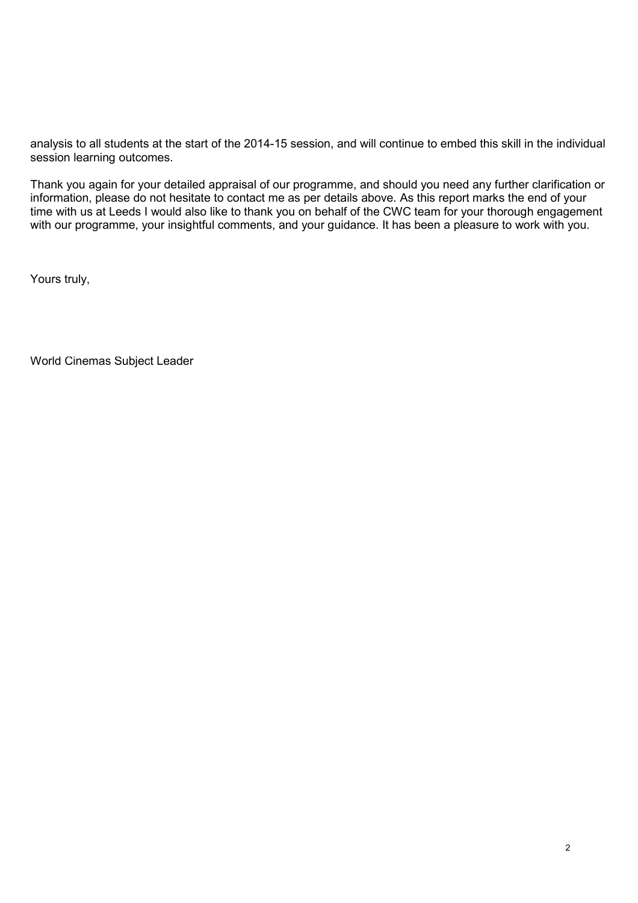analysis to all students at the start of the 2014-15 session, and will continue to embed this skill in the individual session learning outcomes.

Thank you again for your detailed appraisal of our programme, and should you need any further clarification or information, please do not hesitate to contact me as per details above. As this report marks the end of your time with us at Leeds I would also like to thank you on behalf of the CWC team for your thorough engagement with our programme, your insightful comments, and your guidance. It has been a pleasure to work with you.

Yours truly,

World Cinemas Subject Leader